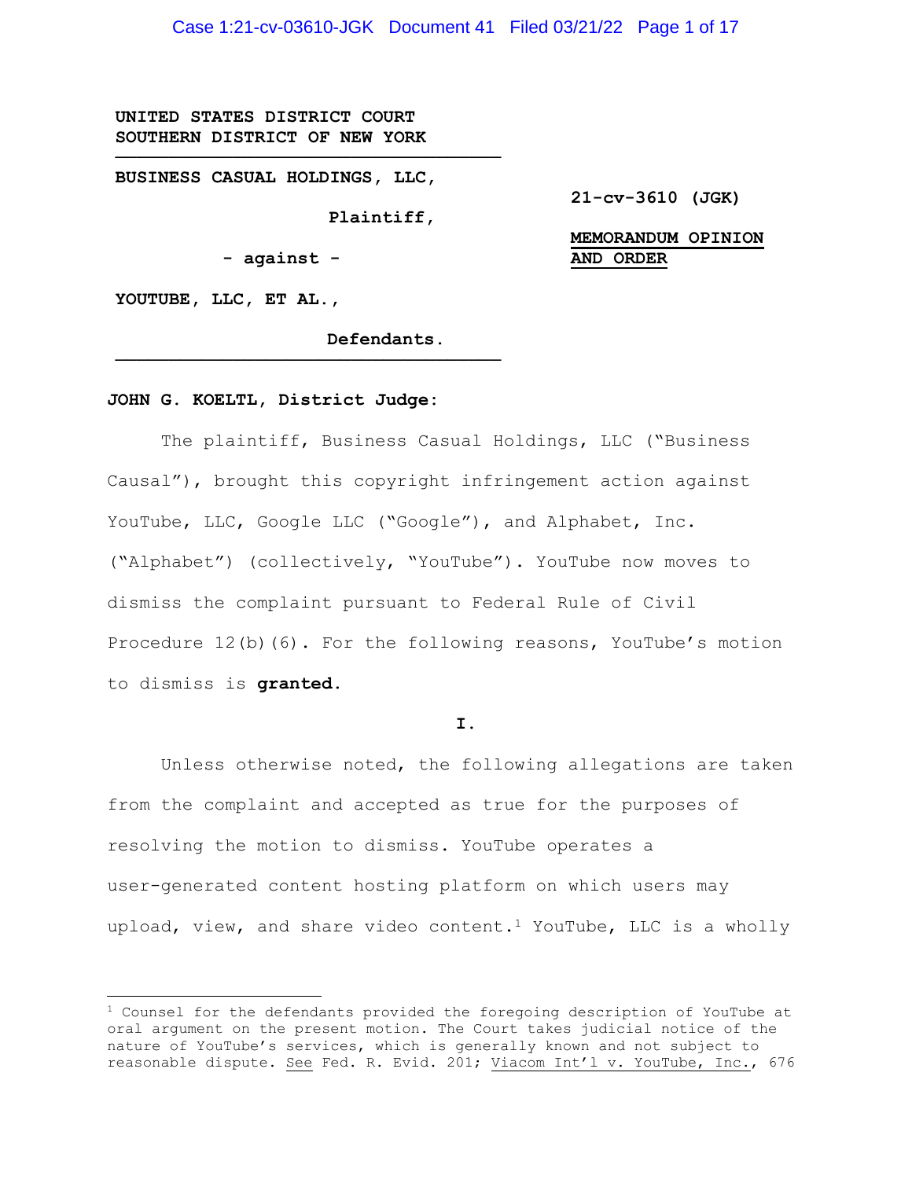UNITED STATES DISTRICT COURT
SOUTHERN DISTRICT OF NEW YORK

---

BUSINESS CASUAL HOLDINGS, LLC,

Plaintiff,

- against -

YOUTUBE, LLC, ET AL.,

Defendants.

---

**21-cv-3610 (JGK)**

**MEMORANDUM OPINION AND ORDER**

**JOHN G. KOELTL, District Judge:**

The plaintiff, Business Casual Holdings, LLC ("Business Causal"), brought this copyright infringement action against YouTube, LLC, Google LLC ("Google"), and Alphabet, Inc. ("Alphabet") (collectively, "YouTube"). YouTube now moves to dismiss the complaint pursuant to Federal Rule of Civil Procedure 12(b)(6). For the following reasons, YouTube's motion to dismiss is **granted**.

**I.**

Unless otherwise noted, the following allegations are taken from the complaint and accepted as true for the purposes of resolving the motion to dismiss. YouTube operates a user-generated content hosting platform on which users may upload, view, and share video content.[1] YouTube, LLC is a wholly

---

[1] Counsel for the defendants provided the foregoing description of YouTube at oral argument on the present motion. The Court takes judicial notice of the nature of YouTube's services, which is generally known and not subject to reasonable dispute. See Fed. R. Evid. 201; Viacom Int'l v. YouTube, Inc., 676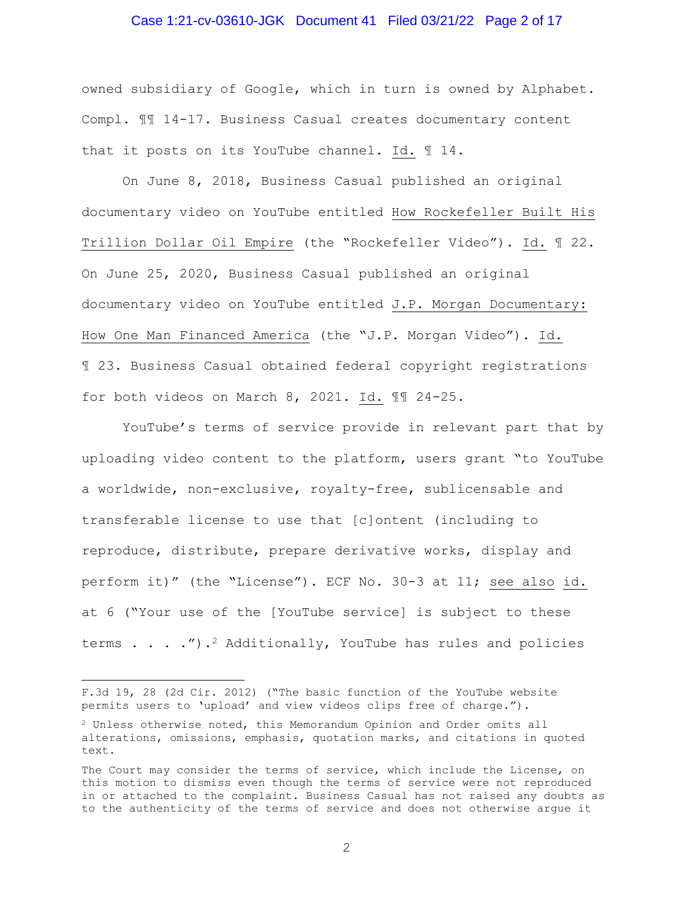owned subsidiary of Google, which in turn is owned by Alphabet. Compl. ¶¶ 14-17. Business Casual creates documentary content that it posts on its YouTube channel. Id. ¶ 14.

On June 8, 2018, Business Casual published an original documentary video on YouTube entitled How Rockefeller Built His Trillion Dollar Oil Empire (the "Rockefeller Video"). Id. ¶ 22. On June 25, 2020, Business Casual published an original documentary video on YouTube entitled J.P. Morgan Documentary: How One Man Financed America (the "J.P. Morgan Video"). Id. ¶ 23. Business Casual obtained federal copyright registrations for both videos on March 8, 2021. Id. ¶¶ 24-25.

YouTube's terms of service provide in relevant part that by uploading video content to the platform, users grant "to YouTube a worldwide, non-exclusive, royalty-free, sublicensable and transferable license to use that [c]ontent (including to reproduce, distribute, prepare derivative works, display and perform it)" (the "License"). ECF No. 30-3 at 11; see also id. at 6 ("Your use of the [YouTube service] is subject to these terms . . . .").[2] Additionally, YouTube has rules and policies

---

F.3d 19, 28 (2d Cir. 2012) ("The basic function of the YouTube website permits users to 'upload' and view videos clips free of charge.").

[2] Unless otherwise noted, this Memorandum Opinion and Order omits all alterations, omissions, emphasis, quotation marks, and citations in quoted text.

The Court may consider the terms of service, which include the License, on this motion to dismiss even though the terms of service were not reproduced in or attached to the complaint. Business Casual has not raised any doubts as to the authenticity of the terms of service and does not otherwise argue it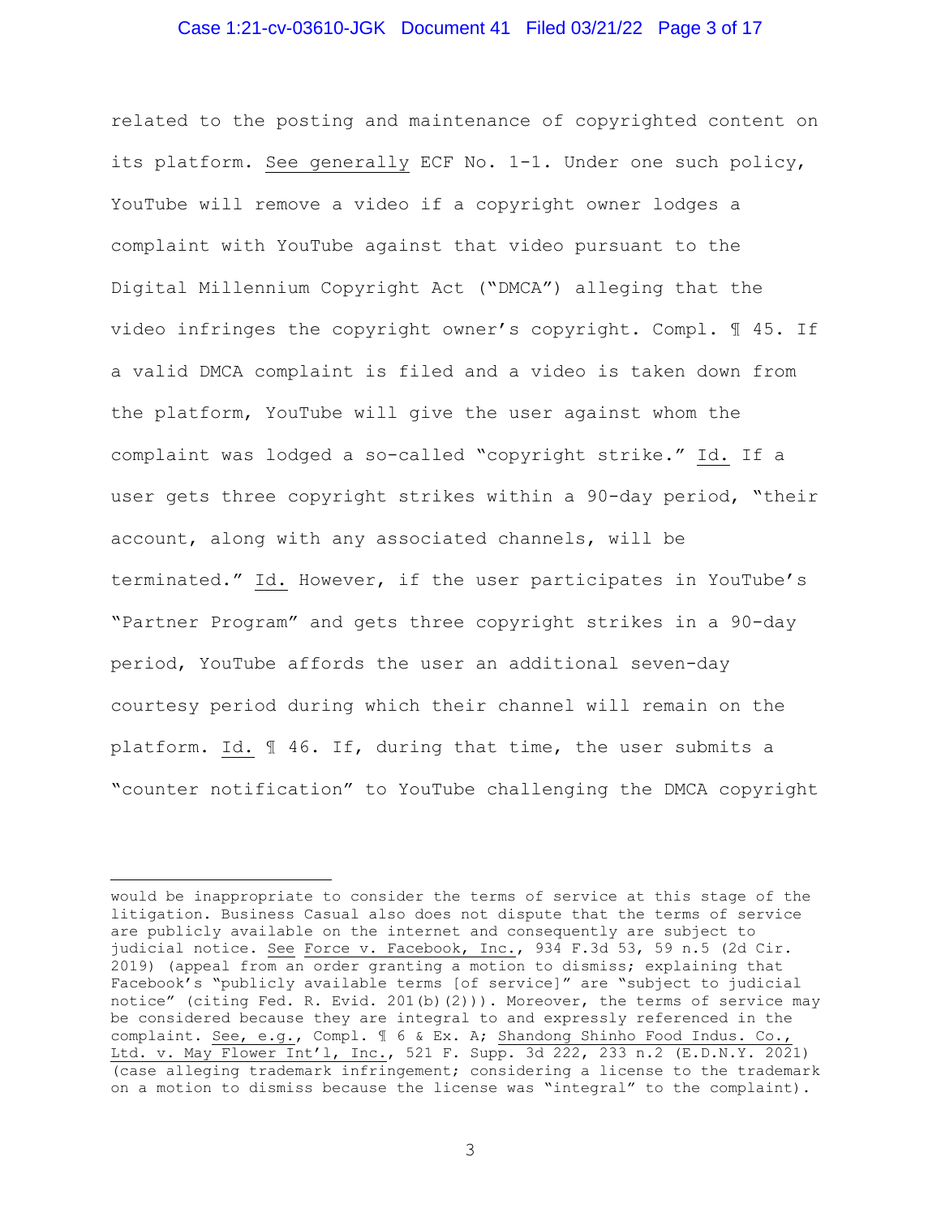related to the posting and maintenance of copyrighted content on its platform. See generally ECF No. 1-1. Under one such policy, YouTube will remove a video if a copyright owner lodges a complaint with YouTube against that video pursuant to the Digital Millennium Copyright Act ("DMCA") alleging that the video infringes the copyright owner's copyright. Compl. ¶ 45. If a valid DMCA complaint is filed and a video is taken down from the platform, YouTube will give the user against whom the complaint was lodged a so-called "copyright strike." Id. If a user gets three copyright strikes within a 90-day period, "their account, along with any associated channels, will be terminated." Id. However, if the user participates in YouTube's "Partner Program" and gets three copyright strikes in a 90-day period, YouTube affords the user an additional seven-day courtesy period during which their channel will remain on the platform. Id. ¶ 46. If, during that time, the user submits a "counter notification" to YouTube challenging the DMCA copyright

---

would be inappropriate to consider the terms of service at this stage of the litigation. Business Casual also does not dispute that the terms of service are publicly available on the internet and consequently are subject to judicial notice. See Force v. Facebook, Inc., 934 F.3d 53, 59 n.5 (2d Cir. 2019) (appeal from an order granting a motion to dismiss; explaining that Facebook's "publicly available terms [of service]" are "subject to judicial notice" (citing Fed. R. Evid. 201(b)(2))). Moreover, the terms of service may be considered because they are integral to and expressly referenced in the complaint. See, e.g., Compl. ¶ 6 & Ex. A; Shandong Shinho Food Indus. Co., Ltd. v. May Flower Int'l, Inc., 521 F. Supp. 3d 222, 233 n.2 (E.D.N.Y. 2021) (case alleging trademark infringement; considering a license to the trademark on a motion to dismiss because the license was "integral" to the complaint).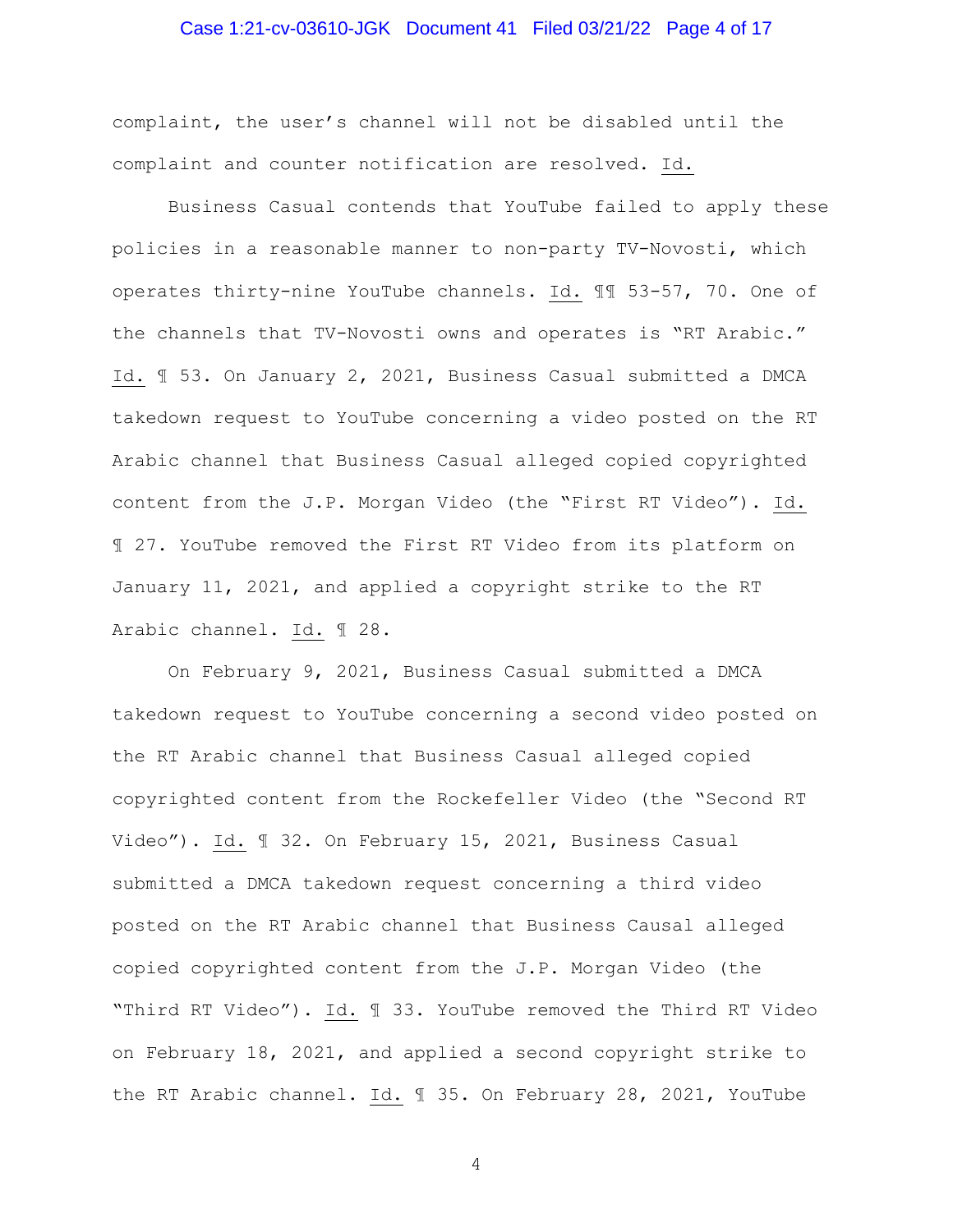complaint, the user's channel will not be disabled until the complaint and counter notification are resolved. Id.

Business Casual contends that YouTube failed to apply these policies in a reasonable manner to non-party TV-Novosti, which operates thirty-nine YouTube channels. Id. ¶¶ 53-57, 70. One of the channels that TV-Novosti owns and operates is "RT Arabic." Id. ¶ 53. On January 2, 2021, Business Casual submitted a DMCA takedown request to YouTube concerning a video posted on the RT Arabic channel that Business Casual alleged copied copyrighted content from the J.P. Morgan Video (the "First RT Video"). Id. ¶ 27. YouTube removed the First RT Video from its platform on January 11, 2021, and applied a copyright strike to the RT Arabic channel. Id. ¶ 28.

On February 9, 2021, Business Casual submitted a DMCA takedown request to YouTube concerning a second video posted on the RT Arabic channel that Business Casual alleged copied copyrighted content from the Rockefeller Video (the "Second RT Video"). Id. ¶ 32. On February 15, 2021, Business Casual submitted a DMCA takedown request concerning a third video posted on the RT Arabic channel that Business Causal alleged copied copyrighted content from the J.P. Morgan Video (the "Third RT Video"). Id. ¶ 33. YouTube removed the Third RT Video on February 18, 2021, and applied a second copyright strike to the RT Arabic channel. Id. ¶ 35. On February 28, 2021, YouTube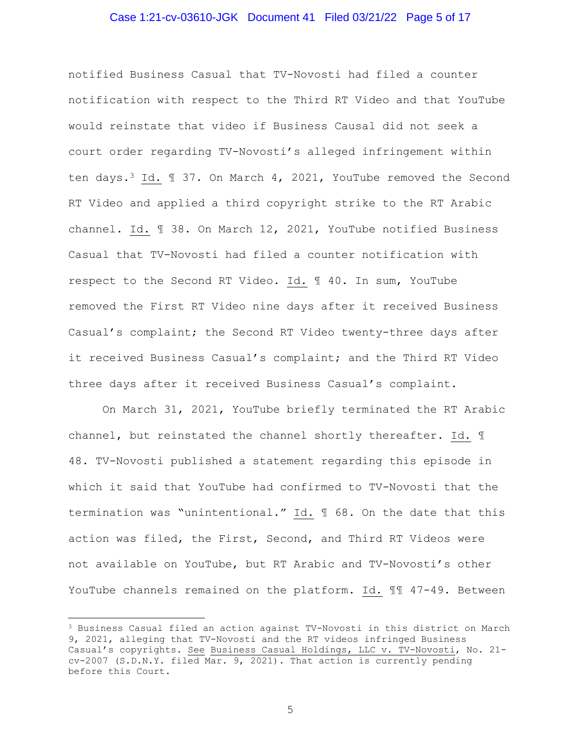notified Business Casual that TV-Novosti had filed a counter notification with respect to the Third RT Video and that YouTube would reinstate that video if Business Causal did not seek a court order regarding TV-Novosti's alleged infringement within ten days.[3] Id. ¶ 37. On March 4, 2021, YouTube removed the Second RT Video and applied a third copyright strike to the RT Arabic channel. Id. ¶ 38. On March 12, 2021, YouTube notified Business Casual that TV-Novosti had filed a counter notification with respect to the Second RT Video. Id. ¶ 40. In sum, YouTube removed the First RT Video nine days after it received Business Casual's complaint; the Second RT Video twenty-three days after it received Business Casual's complaint; and the Third RT Video three days after it received Business Casual's complaint.

On March 31, 2021, YouTube briefly terminated the RT Arabic channel, but reinstated the channel shortly thereafter. Id. ¶ 48. TV-Novosti published a statement regarding this episode in which it said that YouTube had confirmed to TV-Novosti that the termination was "unintentional." Id. ¶ 68. On the date that this action was filed, the First, Second, and Third RT Videos were not available on YouTube, but RT Arabic and TV-Novosti's other YouTube channels remained on the platform. Id. ¶¶ 47-49. Between

[3] Business Casual filed an action against TV-Novosti in this district on March 9, 2021, alleging that TV-Novosti and the RT videos infringed Business Casual's copyrights. See Business Casual Holdings, LLC v. TV-Novosti, No. 21-cv-2007 (S.D.N.Y. filed Mar. 9, 2021). That action is currently pending before this Court.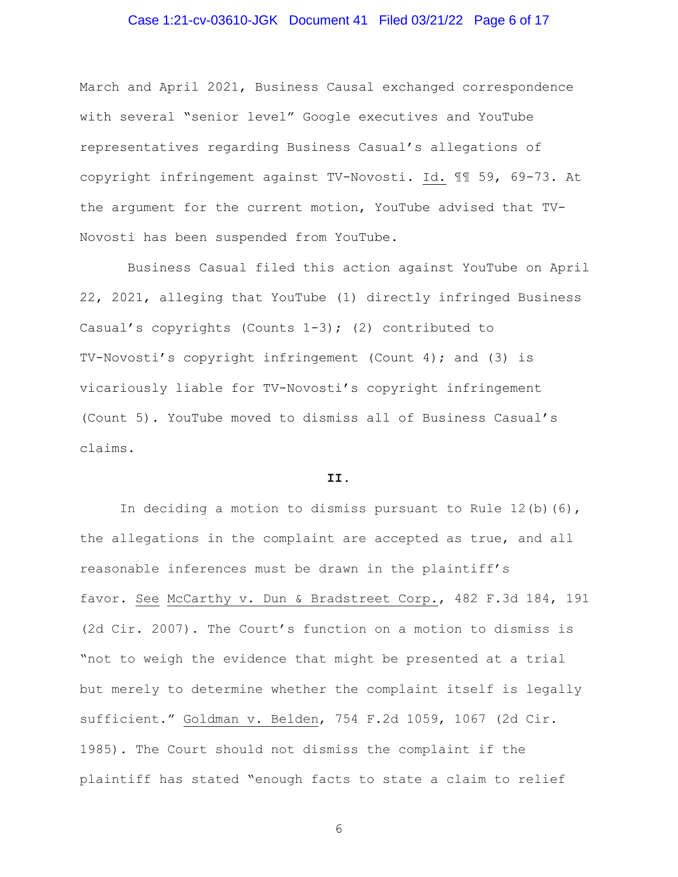March and April 2021, Business Causal exchanged correspondence with several "senior level" Google executives and YouTube representatives regarding Business Casual's allegations of copyright infringement against TV-Novosti. Id. ¶¶ 59, 69-73. At the argument for the current motion, YouTube advised that TV-Novosti has been suspended from YouTube.

Business Casual filed this action against YouTube on April 22, 2021, alleging that YouTube (1) directly infringed Business Casual's copyrights (Counts 1-3); (2) contributed to TV-Novosti's copyright infringement (Count 4); and (3) is vicariously liable for TV-Novosti's copyright infringement (Count 5). YouTube moved to dismiss all of Business Casual's claims.

**II.**

In deciding a motion to dismiss pursuant to Rule 12(b)(6), the allegations in the complaint are accepted as true, and all reasonable inferences must be drawn in the plaintiff's favor. See McCarthy v. Dun & Bradstreet Corp., 482 F.3d 184, 191 (2d Cir. 2007). The Court's function on a motion to dismiss is "not to weigh the evidence that might be presented at a trial but merely to determine whether the complaint itself is legally sufficient." Goldman v. Belden, 754 F.2d 1059, 1067 (2d Cir. 1985). The Court should not dismiss the complaint if the plaintiff has stated "enough facts to state a claim to relief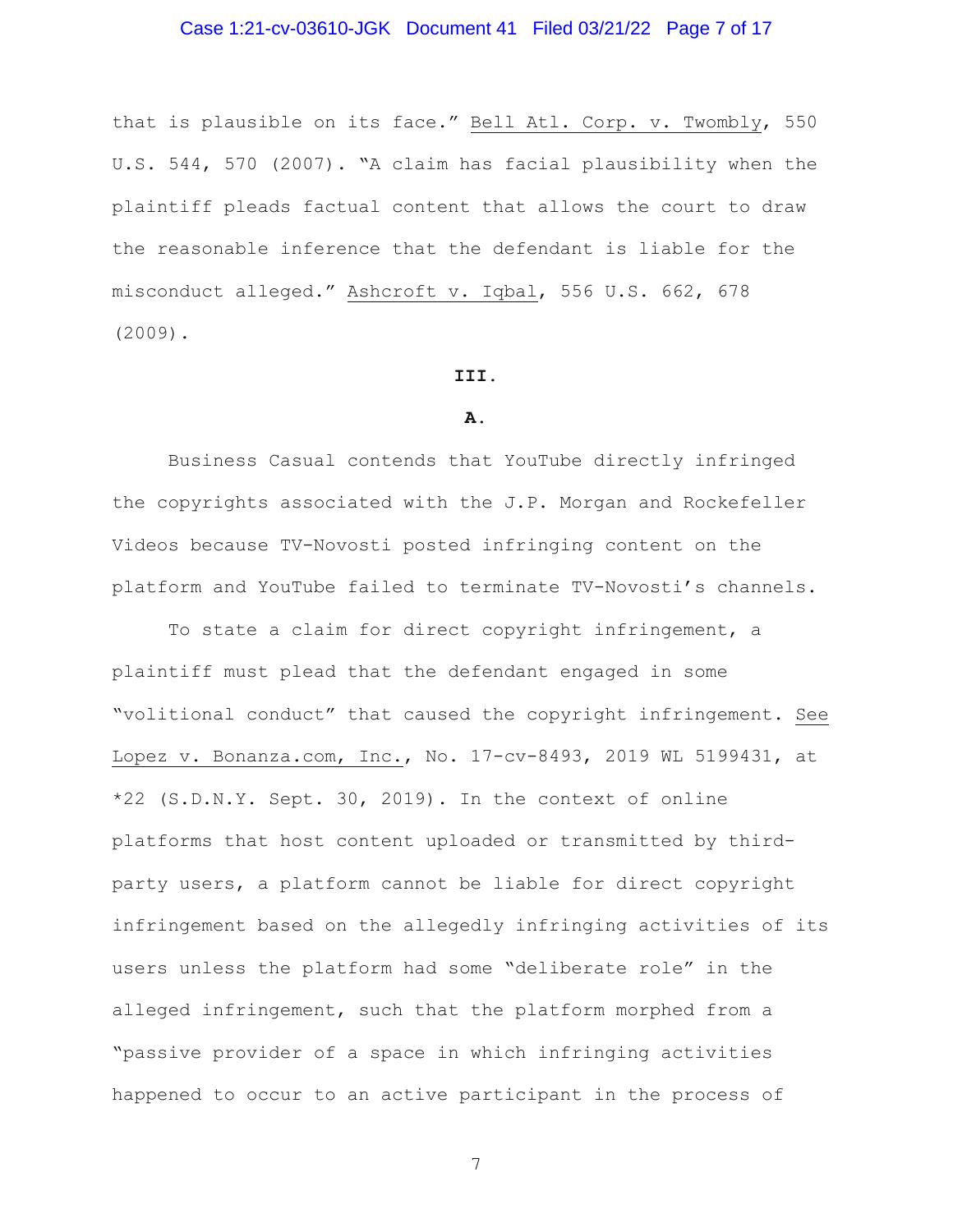that is plausible on its face." Bell Atl. Corp. v. Twombly, 550 U.S. 544, 570 (2007). "A claim has facial plausibility when the plaintiff pleads factual content that allows the court to draw the reasonable inference that the defendant is liable for the misconduct alleged." Ashcroft v. Iqbal, 556 U.S. 662, 678 (2009).

**III.**

**A.**

Business Casual contends that YouTube directly infringed the copyrights associated with the J.P. Morgan and Rockefeller Videos because TV-Novosti posted infringing content on the platform and YouTube failed to terminate TV-Novosti's channels.

To state a claim for direct copyright infringement, a plaintiff must plead that the defendant engaged in some "volitional conduct" that caused the copyright infringement. See Lopez v. Bonanza.com, Inc., No. 17-cv-8493, 2019 WL 5199431, at *22 (S.D.N.Y. Sept. 30, 2019). In the context of online platforms that host content uploaded or transmitted by third-party users, a platform cannot be liable for direct copyright infringement based on the allegedly infringing activities of its users unless the platform had some "deliberate role" in the alleged infringement, such that the platform morphed from a "passive provider of a space in which infringing activities happened to occur to an active participant in the process of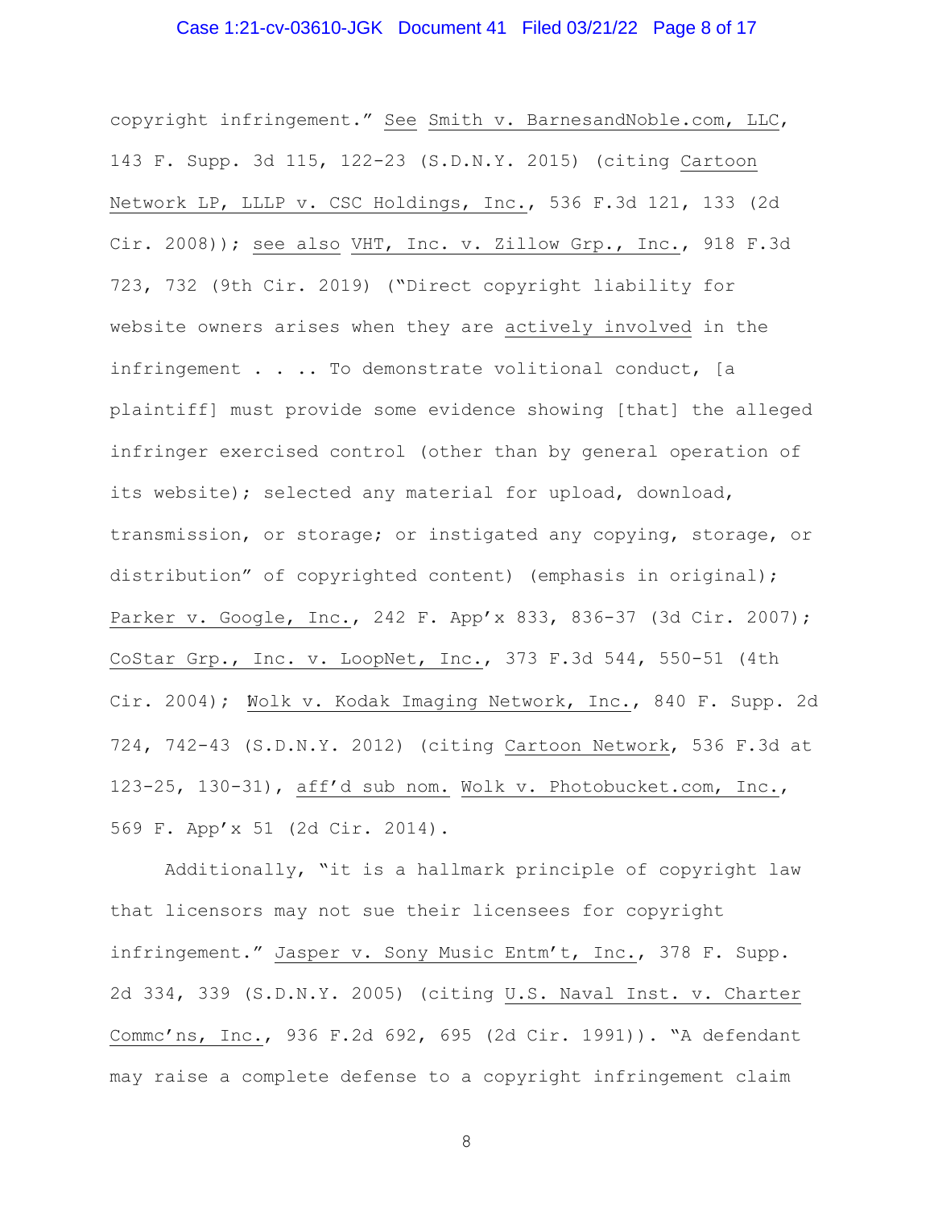copyright infringement." See Smith v. BarnesandNoble.com, LLC, 143 F. Supp. 3d 115, 122-23 (S.D.N.Y. 2015) (citing Cartoon Network LP, LLLP v. CSC Holdings, Inc., 536 F.3d 121, 133 (2d Cir. 2008)); see also VHT, Inc. v. Zillow Grp., Inc., 918 F.3d 723, 732 (9th Cir. 2019) ("Direct copyright liability for website owners arises when they are actively involved in the infringement . . .. To demonstrate volitional conduct, [a plaintiff] must provide some evidence showing [that] the alleged infringer exercised control (other than by general operation of its website); selected any material for upload, download, transmission, or storage; or instigated any copying, storage, or distribution" of copyrighted content) (emphasis in original); Parker v. Google, Inc., 242 F. App'x 833, 836-37 (3d Cir. 2007); CoStar Grp., Inc. v. LoopNet, Inc., 373 F.3d 544, 550-51 (4th Cir. 2004); Wolk v. Kodak Imaging Network, Inc., 840 F. Supp. 2d 724, 742-43 (S.D.N.Y. 2012) (citing Cartoon Network, 536 F.3d at 123-25, 130-31), aff'd sub nom. Wolk v. Photobucket.com, Inc., 569 F. App'x 51 (2d Cir. 2014).

Additionally, "it is a hallmark principle of copyright law that licensors may not sue their licensees for copyright infringement." Jasper v. Sony Music Entm't, Inc., 378 F. Supp. 2d 334, 339 (S.D.N.Y. 2005) (citing U.S. Naval Inst. v. Charter Commc'ns, Inc., 936 F.2d 692, 695 (2d Cir. 1991)). "A defendant may raise a complete defense to a copyright infringement claim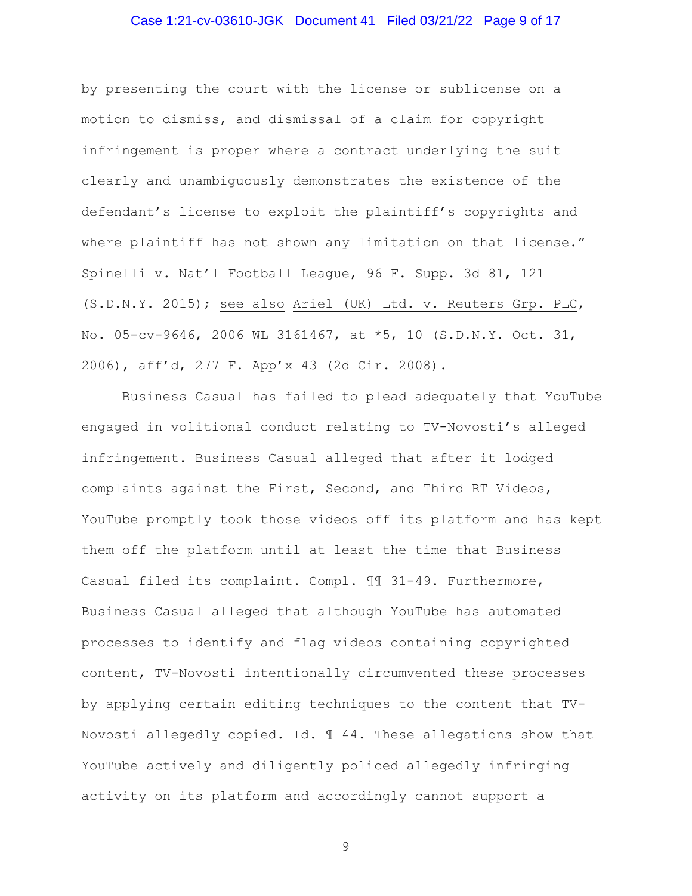by presenting the court with the license or sublicense on a motion to dismiss, and dismissal of a claim for copyright infringement is proper where a contract underlying the suit clearly and unambiguously demonstrates the existence of the defendant's license to exploit the plaintiff's copyrights and where plaintiff has not shown any limitation on that license." Spinelli v. Nat'l Football League, 96 F. Supp. 3d 81, 121 (S.D.N.Y. 2015); see also Ariel (UK) Ltd. v. Reuters Grp. PLC, No. 05-cv-9646, 2006 WL 3161467, at *5, 10 (S.D.N.Y. Oct. 31, 2006), aff'd, 277 F. App'x 43 (2d Cir. 2008).

Business Casual has failed to plead adequately that YouTube engaged in volitional conduct relating to TV-Novosti's alleged infringement. Business Casual alleged that after it lodged complaints against the First, Second, and Third RT Videos, YouTube promptly took those videos off its platform and has kept them off the platform until at least the time that Business Casual filed its complaint. Compl. ¶¶ 31-49. Furthermore, Business Casual alleged that although YouTube has automated processes to identify and flag videos containing copyrighted content, TV-Novosti intentionally circumvented these processes by applying certain editing techniques to the content that TV-Novosti allegedly copied. Id. ¶ 44. These allegations show that YouTube actively and diligently policed allegedly infringing activity on its platform and accordingly cannot support a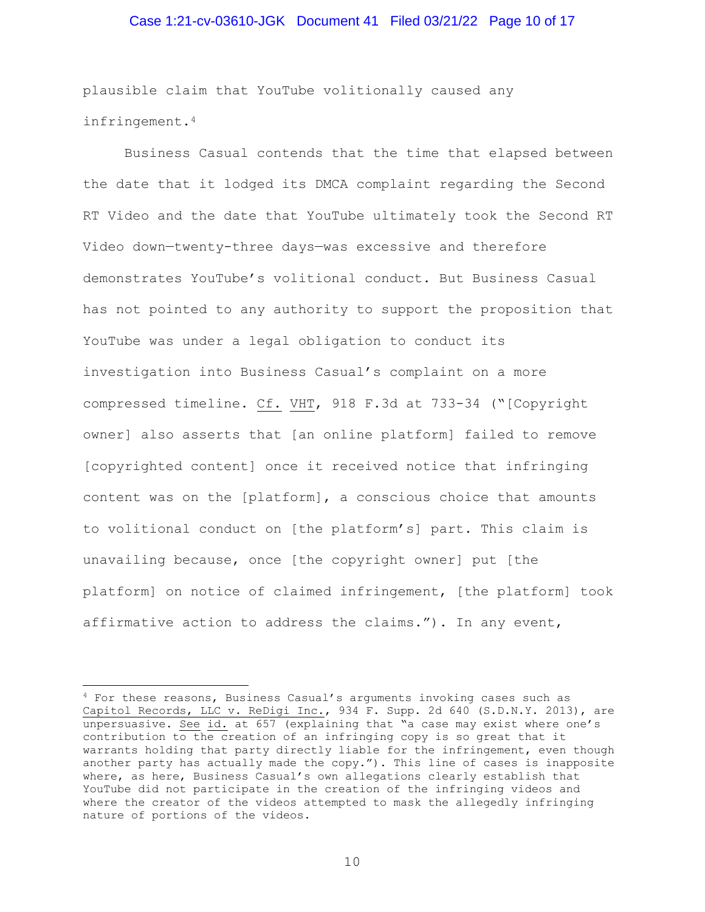plausible claim that YouTube volitionally caused any infringement.[4]

Business Casual contends that the time that elapsed between the date that it lodged its DMCA complaint regarding the Second RT Video and the date that YouTube ultimately took the Second RT Video down—twenty-three days—was excessive and therefore demonstrates YouTube's volitional conduct. But Business Casual has not pointed to any authority to support the proposition that YouTube was under a legal obligation to conduct its investigation into Business Casual's complaint on a more compressed timeline. Cf. VHT, 918 F.3d at 733-34 ("[Copyright owner] also asserts that [an online platform] failed to remove [copyrighted content] once it received notice that infringing content was on the [platform], a conscious choice that amounts to volitional conduct on [the platform's] part. This claim is unavailing because, once [the copyright owner] put [the platform] on notice of claimed infringement, [the platform] took affirmative action to address the claims."). In any event,

---

[4] For these reasons, Business Casual's arguments invoking cases such as Capitol Records, LLC v. ReDigi Inc., 934 F. Supp. 2d 640 (S.D.N.Y. 2013), are unpersuasive. See id. at 657 (explaining that "a case may exist where one's contribution to the creation of an infringing copy is so great that it warrants holding that party directly liable for the infringement, even though another party has actually made the copy."). This line of cases is inapposite where, as here, Business Casual's own allegations clearly establish that YouTube did not participate in the creation of the infringing videos and where the creator of the videos attempted to mask the allegedly infringing nature of portions of the videos.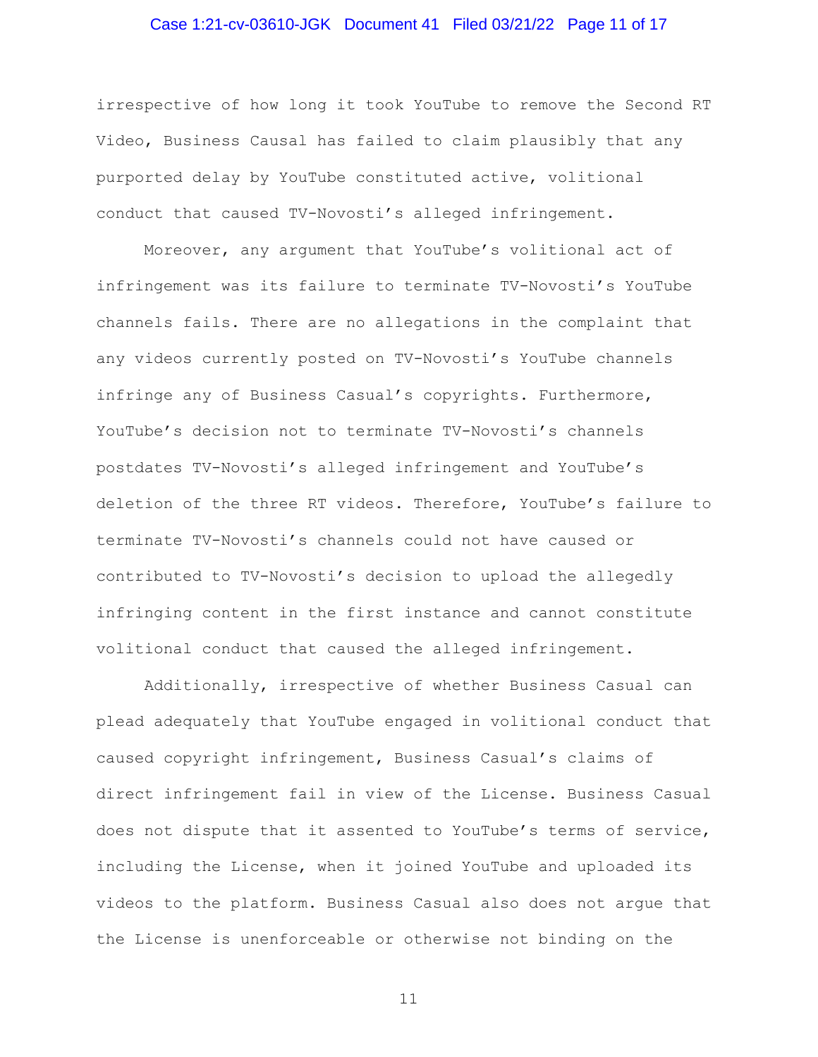irrespective of how long it took YouTube to remove the Second RT Video, Business Causal has failed to claim plausibly that any purported delay by YouTube constituted active, volitional conduct that caused TV-Novosti's alleged infringement.

Moreover, any argument that YouTube's volitional act of infringement was its failure to terminate TV-Novosti's YouTube channels fails. There are no allegations in the complaint that any videos currently posted on TV-Novosti's YouTube channels infringe any of Business Causal's copyrights. Furthermore, YouTube's decision not to terminate TV-Novosti's channels postdates TV-Novosti's alleged infringement and YouTube's deletion of the three RT videos. Therefore, YouTube's failure to terminate TV-Novosti's channels could not have caused or contributed to TV-Novosti's decision to upload the allegedly infringing content in the first instance and cannot constitute volitional conduct that caused the alleged infringement.

Additionally, irrespective of whether Business Casual can plead adequately that YouTube engaged in volitional conduct that caused copyright infringement, Business Casual's claims of direct infringement fail in view of the License. Business Casual does not dispute that it assented to YouTube's terms of service, including the License, when it joined YouTube and uploaded its videos to the platform. Business Casual also does not argue that the License is unenforceable or otherwise not binding on the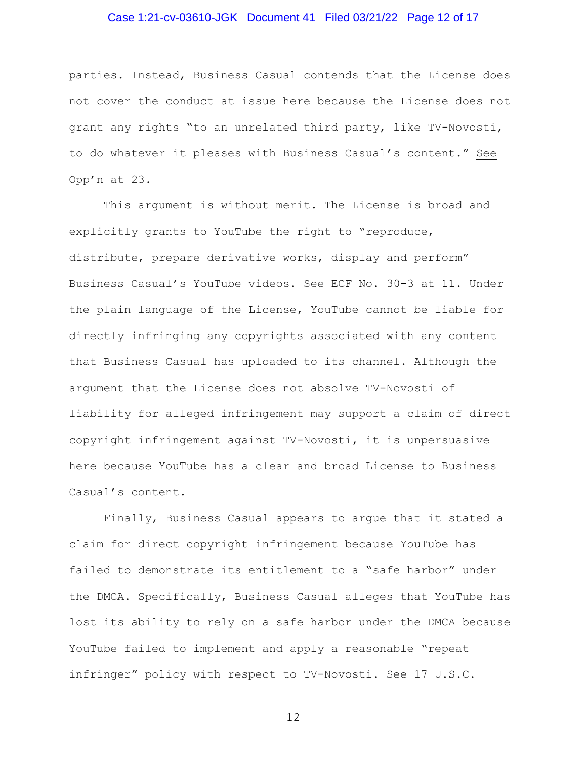parties. Instead, Business Casual contends that the License does not cover the conduct at issue here because the License does not grant any rights "to an unrelated third party, like TV-Novosti, to do whatever it pleases with Business Casual's content." See Opp'n at 23.

This argument is without merit. The License is broad and explicitly grants to YouTube the right to "reproduce, distribute, prepare derivative works, display and perform" Business Casual's YouTube videos. See ECF No. 30-3 at 11. Under the plain language of the License, YouTube cannot be liable for directly infringing any copyrights associated with any content that Business Casual has uploaded to its channel. Although the argument that the License does not absolve TV-Novosti of liability for alleged infringement may support a claim of direct copyright infringement against TV-Novosti, it is unpersuasive here because YouTube has a clear and broad License to Business Casual's content.

Finally, Business Casual appears to argue that it stated a claim for direct copyright infringement because YouTube has failed to demonstrate its entitlement to a "safe harbor" under the DMCA. Specifically, Business Casual alleges that YouTube has lost its ability to rely on a safe harbor under the DMCA because YouTube failed to implement and apply a reasonable "repeat infringer" policy with respect to TV-Novosti. See 17 U.S.C.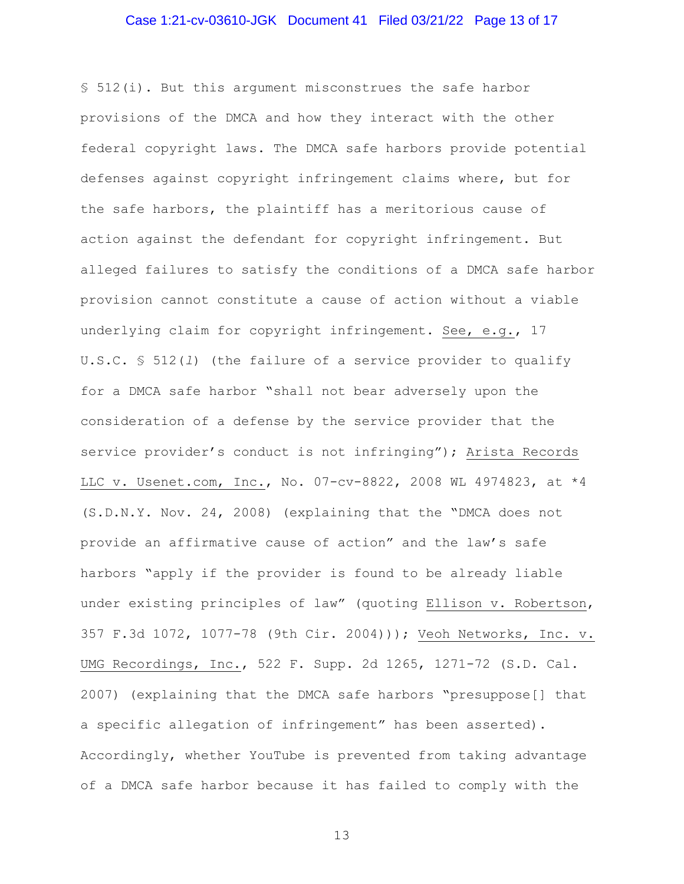§ 512(i). But this argument misconstrues the safe harbor provisions of the DMCA and how they interact with the other federal copyright laws. The DMCA safe harbors provide potential defenses against copyright infringement claims where, but for the safe harbors, the plaintiff has a meritorious cause of action against the defendant for copyright infringement. But alleged failures to satisfy the conditions of a DMCA safe harbor provision cannot constitute a cause of action without a viable underlying claim for copyright infringement. See, e.g., 17 U.S.C. § 512(*l*) (the failure of a service provider to qualify for a DMCA safe harbor "shall not bear adversely upon the consideration of a defense by the service provider that the service provider's conduct is not infringing"); Arista Records LLC v. Usenet.com, Inc., No. 07-cv-8822, 2008 WL 4974823, at *4 (S.D.N.Y. Nov. 24, 2008) (explaining that the "DMCA does not provide an affirmative cause of action" and the law's safe harbors "apply if the provider is found to be already liable under existing principles of law" (quoting Ellison v. Robertson, 357 F.3d 1072, 1077-78 (9th Cir. 2004))); Veoh Networks, Inc. v. UMG Recordings, Inc., 522 F. Supp. 2d 1265, 1271-72 (S.D. Cal. 2007) (explaining that the DMCA safe harbors "presuppose[] that a specific allegation of infringement" has been asserted). Accordingly, whether YouTube is prevented from taking advantage of a DMCA safe harbor because it has failed to comply with the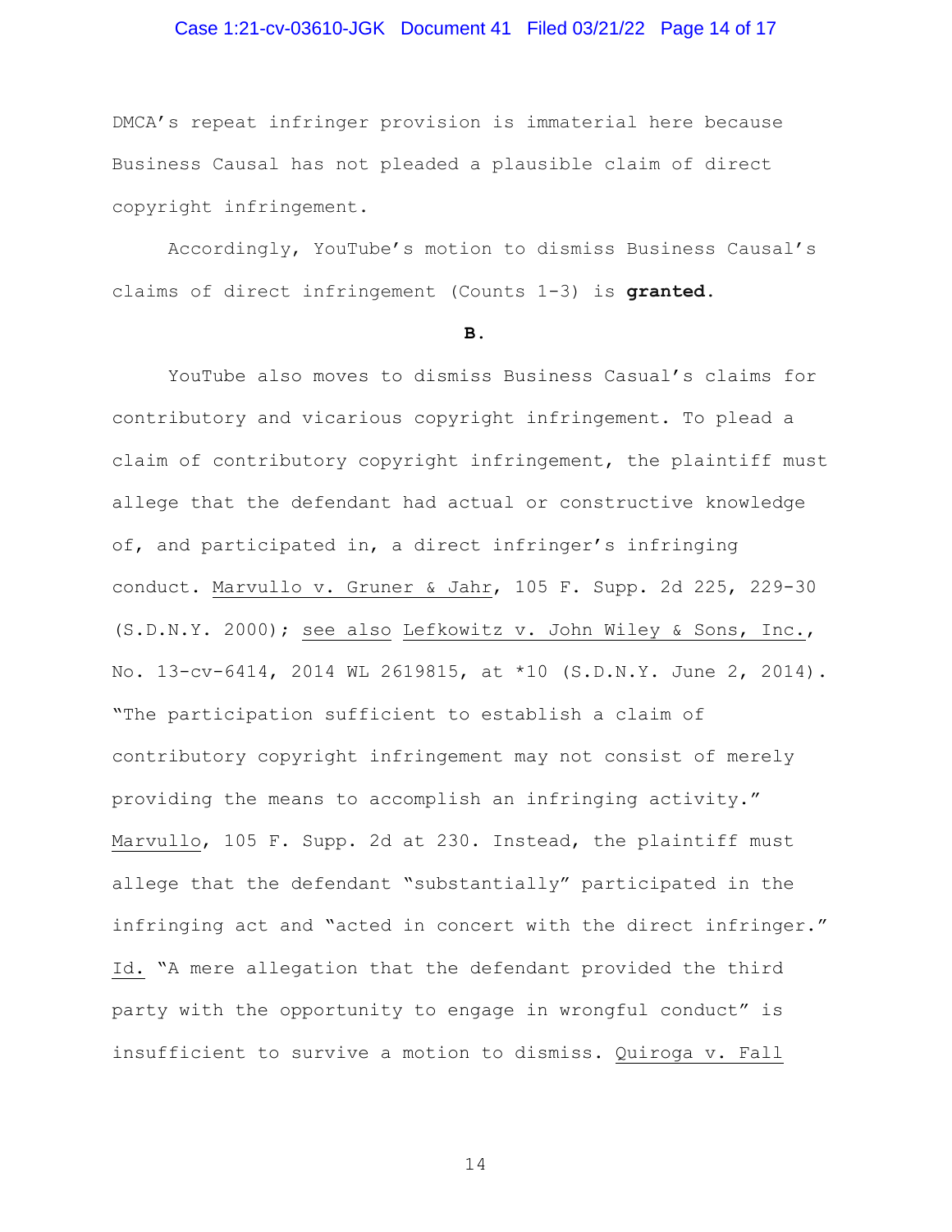DMCA's repeat infringer provision is immaterial here because Business Causal has not pleaded a plausible claim of direct copyright infringement.

Accordingly, YouTube's motion to dismiss Business Causal's claims of direct infringement (Counts 1-3) is **granted**.

**B.**

YouTube also moves to dismiss Business Causal's claims for contributory and vicarious copyright infringement. To plead a claim of contributory copyright infringement, the plaintiff must allege that the defendant had actual or constructive knowledge of, and participated in, a direct infringer's infringing conduct. Marvullo v. Gruner & Jahr, 105 F. Supp. 2d 225, 229-30 (S.D.N.Y. 2000); see also Lefkowitz v. John Wiley & Sons, Inc., No. 13-cv-6414, 2014 WL 2619815, at *10 (S.D.N.Y. June 2, 2014). "The participation sufficient to establish a claim of contributory copyright infringement may not consist of merely providing the means to accomplish an infringing activity." Marvullo, 105 F. Supp. 2d at 230. Instead, the plaintiff must allege that the defendant "substantially" participated in the infringing act and "acted in concert with the direct infringer." Id. "A mere allegation that the defendant provided the third party with the opportunity to engage in wrongful conduct" is insufficient to survive a motion to dismiss. Quiroga v. Fall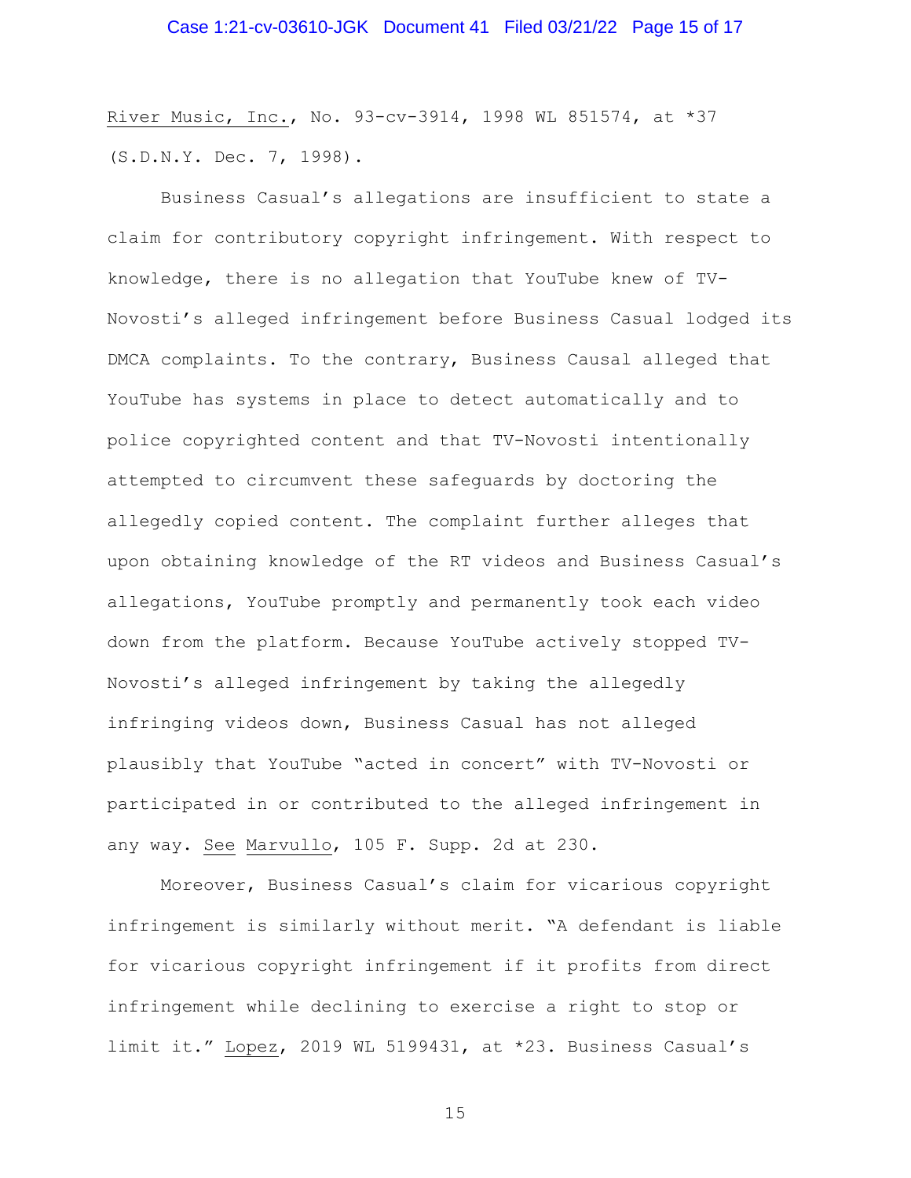River Music, Inc., No. 93-cv-3914, 1998 WL 851574, at *37 (S.D.N.Y. Dec. 7, 1998).

Business Casual's allegations are insufficient to state a claim for contributory copyright infringement. With respect to knowledge, there is no allegation that YouTube knew of TV-Novosti's alleged infringement before Business Casual lodged its DMCA complaints. To the contrary, Business Causal alleged that YouTube has systems in place to detect automatically and to police copyrighted content and that TV-Novosti intentionally attempted to circumvent these safeguards by doctoring the allegedly copied content. The complaint further alleges that upon obtaining knowledge of the RT videos and Business Casual's allegations, YouTube promptly and permanently took each video down from the platform. Because YouTube actively stopped TV-Novosti's alleged infringement by taking the allegedly infringing videos down, Business Casual has not alleged plausibly that YouTube "acted in concert" with TV-Novosti or participated in or contributed to the alleged infringement in any way. See Marvullo, 105 F. Supp. 2d at 230.

Moreover, Business Casual's claim for vicarious copyright infringement is similarly without merit. "A defendant is liable for vicarious copyright infringement if it profits from direct infringement while declining to exercise a right to stop or limit it." Lopez, 2019 WL 5199431, at *23. Business Casual's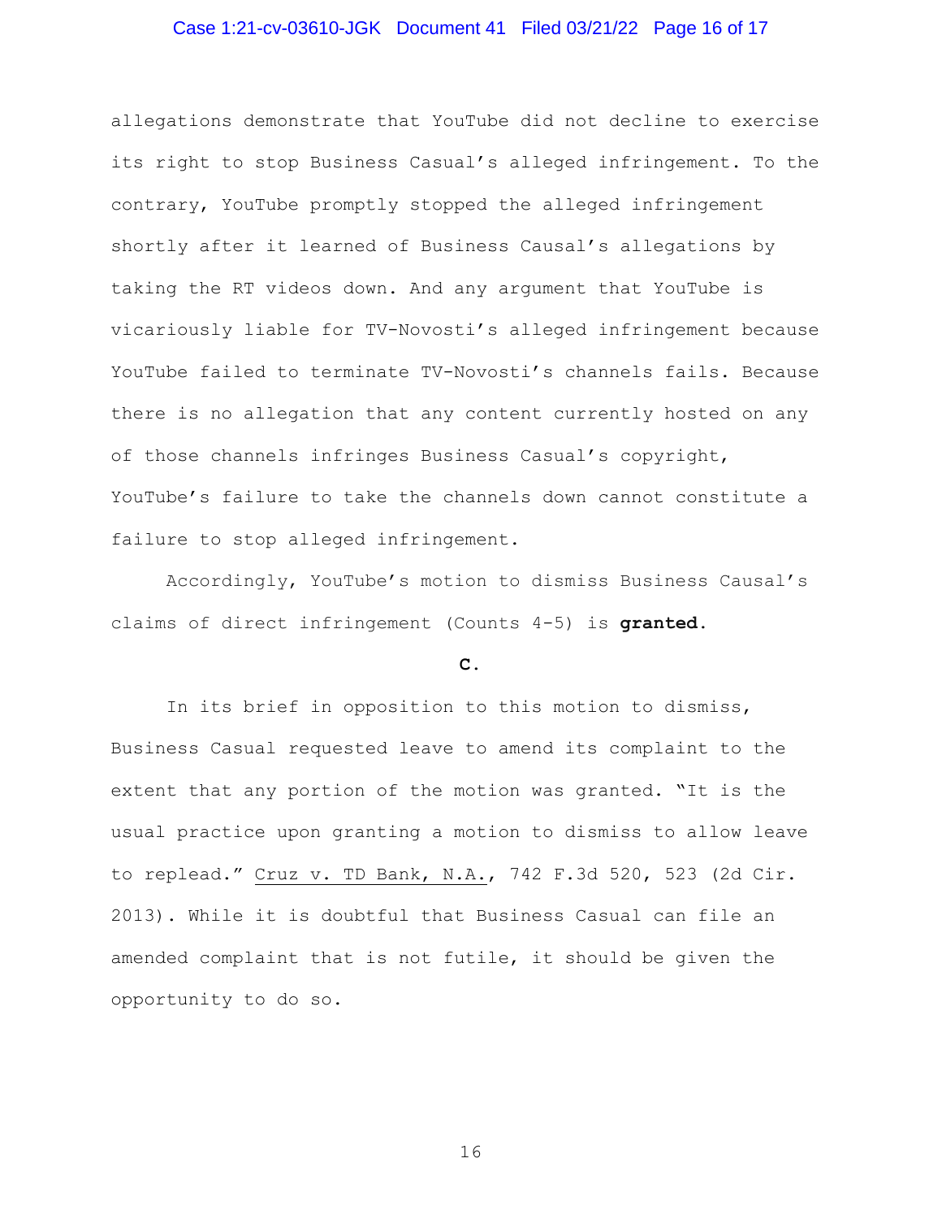allegations demonstrate that YouTube did not decline to exercise its right to stop Business Casual's alleged infringement. To the contrary, YouTube promptly stopped the alleged infringement shortly after it learned of Business Causal's allegations by taking the RT videos down. And any argument that YouTube is vicariously liable for TV-Novosti's alleged infringement because YouTube failed to terminate TV-Novosti's channels fails. Because there is no allegation that any content currently hosted on any of those channels infringes Business Casual's copyright, YouTube's failure to take the channels down cannot constitute a failure to stop alleged infringement.

Accordingly, YouTube's motion to dismiss Business Causal's claims of direct infringement (Counts 4-5) is **granted**.

### C.

In its brief in opposition to this motion to dismiss, Business Casual requested leave to amend its complaint to the extent that any portion of the motion was granted. "It is the usual practice upon granting a motion to dismiss to allow leave to replead." Cruz v. TD Bank, N.A., 742 F.3d 520, 523 (2d Cir. 2013). While it is doubtful that Business Casual can file an amended complaint that is not futile, it should be given the opportunity to do so.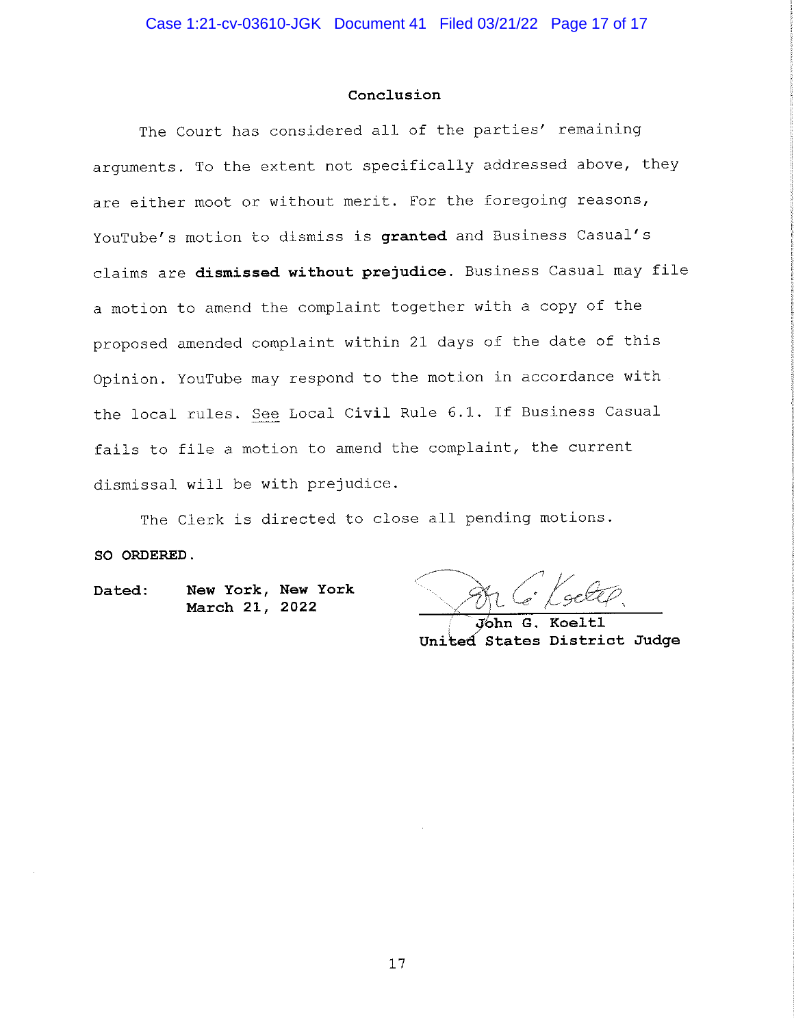## Conclusion

The Court has considered all of the parties' remaining arguments. To the extent not specifically addressed above, they are either moot or without merit. For the foregoing reasons, YouTube's motion to dismiss is **granted** and Business Casual's claims are **dismissed without prejudice**. Business Casual may file a motion to amend the complaint together with a copy of the proposed amended complaint within 21 days of the date of this Opinion. YouTube may respond to the motion in accordance with the local rules. See Local Civil Rule 6.1. If Business Casual fails to file a motion to amend the complaint, the current dismissal will be with prejudice.

The Clerk is directed to close all pending motions.

**SO ORDERED.**

**Dated:** **New York, New York**
**March 21, 2022**

John G. Koeltl
**United States District Judge**